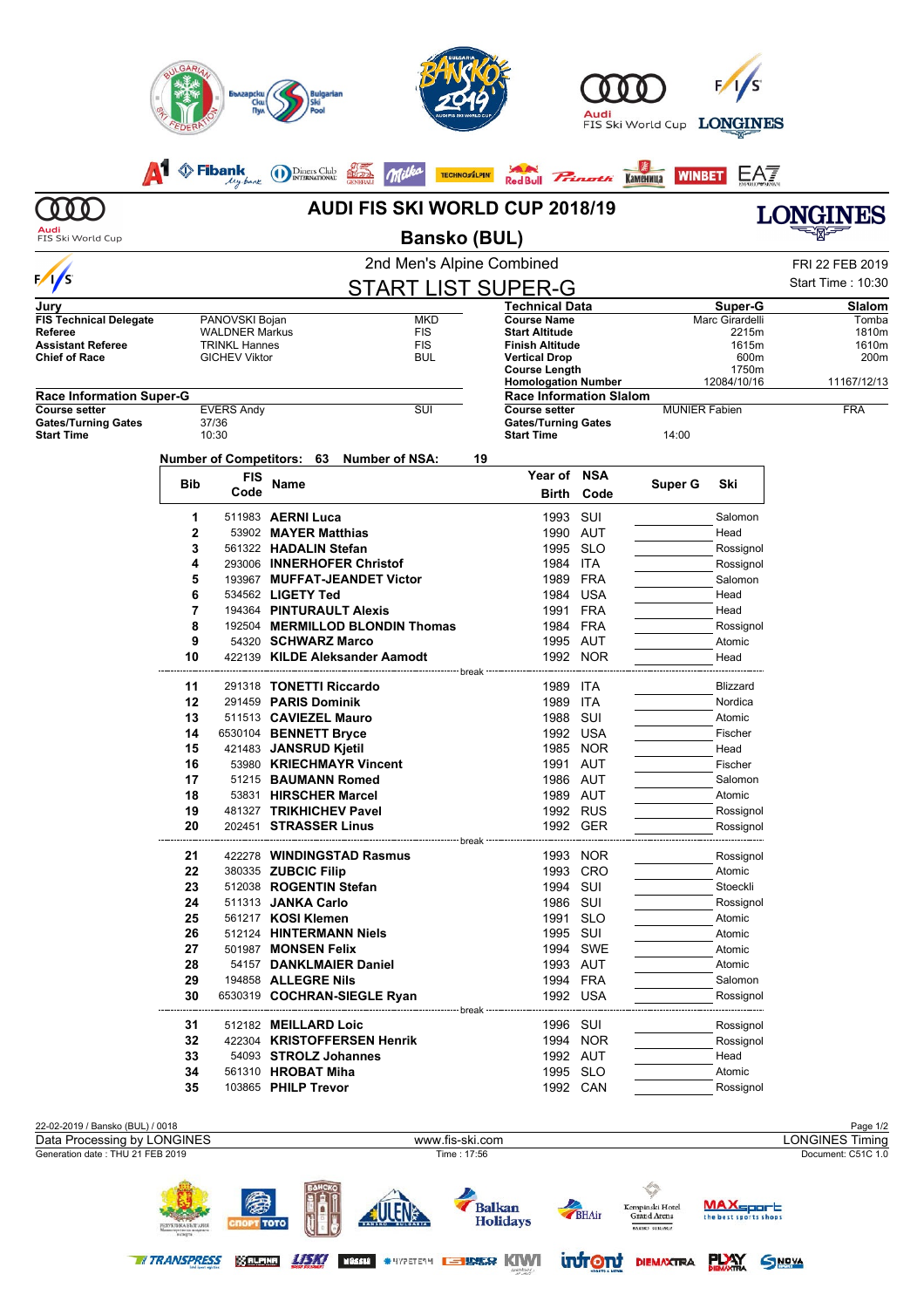# AUDI FIS SKI WORLD CUP 2018/19

## Bansko (BUL)

### 2nd Men's Alpine Combined

FRI 22 FEB 2019

Start Time : 10:30

## START LIST SUPER-G

| Jury | | |
|---|---|---|
| FIS Technical Delegate | PANOVSKI Bojan | MKD |
| Referee | WALDNER Markus | FIS |
| Assistant Referee | TRINKL Hannes | FIS |
| Chief of Race | GICHEV Viktor | BUL |

| Technical Data | Super-G | Slalom |
|---|---|---|
| Course Name | Marc Girardelli | Tomba |
| Start Altitude | 2215m | 1810m |
| Finish Altitude | 1615m | 1610m |
| Vertical Drop | 600m | 200m |
| Course Length | 1750m | |
| Homologation Number | 12084/10/16 | 11167/12/13 |

| Race Information Super-G | | |
|---|---|---|
| Course setter | EVERS Andy | SUI |
| Gates/Turning Gates | 37/36 | |
| Start Time | 10:30 | |

| Race Information Slalom | | |
|---|---|---|
| Course setter | MUNIER Fabien | FRA |
| Gates/Turning Gates | | |
| Start Time | 14:00 | |

Number of Competitors: 63 Number of NSA: 19

| Bib | FIS Code | Name | Year of Birth | NSA Code | Super G | Ski |
|---|---|---|---|---|---|---|
| 1 | 511983 | **AERNI Luca** | 1993 | SUI | | Salomon |
| 2 | 53902 | **MAYER Matthias** | 1990 | AUT | | Head |
| 3 | 561322 | **HADALIN Stefan** | 1995 | SLO | | Rossignol |
| 4 | 293006 | **INNERHOFER Christof** | 1984 | ITA | | Rossignol |
| 5 | 193967 | **MUFFAT-JEANDET Victor** | 1989 | FRA | | Salomon |
| 6 | 534562 | **LIGETY Ted** | 1984 | USA | | Head |
| 7 | 194364 | **PINTURAULT Alexis** | 1991 | FRA | | Head |
| 8 | 192504 | **MERMILLOD BLONDIN Thomas** | 1984 | FRA | | Rossignol |
| 9 | 54320 | **SCHWARZ Marco** | 1995 | AUT | | Atomic |
| 10 | 422139 | **KILDE Aleksander Aamodt** | 1992 | NOR | | Head |
| | | break | | | | |
| 11 | 291318 | **TONETTI Riccardo** | 1989 | ITA | | Blizzard |
| 12 | 291459 | **PARIS Dominik** | 1989 | ITA | | Nordica |
| 13 | 511513 | **CAVIEZEL Mauro** | 1988 | SUI | | Atomic |
| 14 | 6530104 | **BENNETT Bryce** | 1992 | USA | | Fischer |
| 15 | 421483 | **JANSRUD Kjetil** | 1985 | NOR | | Head |
| 16 | 53980 | **KRIECHMAYR Vincent** | 1991 | AUT | | Fischer |
| 17 | 51215 | **BAUMANN Romed** | 1986 | AUT | | Salomon |
| 18 | 53831 | **HIRSCHER Marcel** | 1989 | AUT | | Atomic |
| 19 | 481327 | **TRIKHICHEV Pavel** | 1992 | RUS | | Rossignol |
| 20 | 202451 | **STRASSER Linus** | 1992 | GER | | Rossignol |
| | | break | | | | |
| 21 | 422278 | **WINDINGSTAD Rasmus** | 1993 | NOR | | Rossignol |
| 22 | 380335 | **ZUBCIC Filip** | 1993 | CRO | | Atomic |
| 23 | 512038 | **ROGENTIN Stefan** | 1994 | SUI | | Stoeckli |
| 24 | 511313 | **JANKA Carlo** | 1986 | SUI | | Rossignol |
| 25 | 561217 | **KOSI Klemen** | 1991 | SLO | | Atomic |
| 26 | 512124 | **HINTERMANN Niels** | 1995 | SUI | | Atomic |
| 27 | 501987 | **MONSEN Felix** | 1994 | SWE | | Atomic |
| 28 | 54157 | **DANKLMAIER Daniel** | 1993 | AUT | | Atomic |
| 29 | 194858 | **ALLEGRE Nils** | 1994 | FRA | | Salomon |
| 30 | 6530319 | **COCHRAN-SIEGLE Ryan** | 1992 | USA | | Rossignol |
| | | break | | | | |
| 31 | 512182 | **MEILLARD Loic** | 1996 | SUI | | Rossignol |
| 32 | 422304 | **KRISTOFFERSEN Henrik** | 1994 | NOR | | Rossignol |
| 33 | 54093 | **STROLZ Johannes** | 1992 | AUT | | Head |
| 34 | 561310 | **HROBAT Miha** | 1995 | SLO | | Atomic |
| 35 | 103865 | **PHILP Trevor** | 1992 | CAN | | Rossignol |

22-02-2019 / Bansko (BUL) / 0018

Data Processing by LONGINES — www.fis-ski.com — LONGINES Timing

Generation date : THU 21 FEB 2019 — Time : 17:56 — Document: C51C 1.0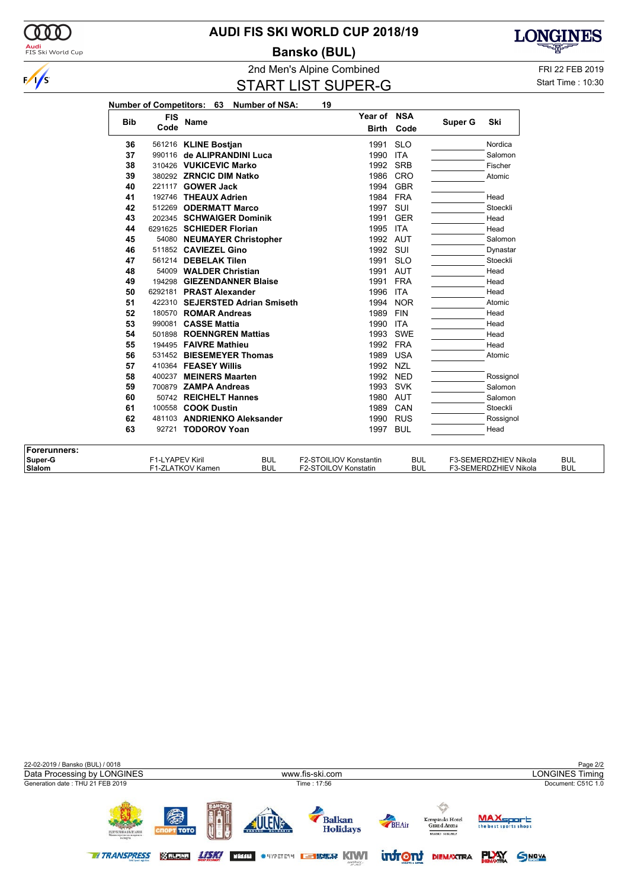# AUDI FIS SKI WORLD CUP 2018/19

## Bansko (BUL)

### 2nd Men's Alpine Combined

FRI 22 FEB 2019

### START LIST SUPER-G

Start Time : 10:30

**Number of Competitors: 63  Number of NSA: 19**

| Bib | FIS Code | Name | Year of Birth | NSA Code | Super G | Ski |
|---|---|---|---|---|---|---|
| 36 | 561216 | **KLINE Bostjan** | 1991 | SLO | | Nordica |
| 37 | 990116 | **de ALIPRANDINI Luca** | 1990 | ITA | | Salomon |
| 38 | 310426 | **VUKICEVIC Marko** | 1992 | SRB | | Fischer |
| 39 | 380292 | **ZRNCIC DIM Natko** | 1986 | CRO | | Atomic |
| 40 | 221117 | **GOWER Jack** | 1994 | GBR | | |
| 41 | 192746 | **THEAUX Adrien** | 1984 | FRA | | Head |
| 42 | 512269 | **ODERMATT Marco** | 1997 | SUI | | Stoeckli |
| 43 | 202345 | **SCHWAIGER Dominik** | 1991 | GER | | Head |
| 44 | 6291625 | **SCHIEDER Florian** | 1995 | ITA | | Head |
| 45 | 54080 | **NEUMAYER Christopher** | 1992 | AUT | | Salomon |
| 46 | 511852 | **CAVIEZEL Gino** | 1992 | SUI | | Dynastar |
| 47 | 561214 | **DEBELAK Tilen** | 1991 | SLO | | Stoeckli |
| 48 | 54009 | **WALDER Christian** | 1991 | AUT | | Head |
| 49 | 194298 | **GIEZENDANNER Blaise** | 1991 | FRA | | Head |
| 50 | 6292181 | **PRAST Alexander** | 1996 | ITA | | Head |
| 51 | 422310 | **SEJERSTED Adrian Smiseth** | 1994 | NOR | | Atomic |
| 52 | 180570 | **ROMAR Andreas** | 1989 | FIN | | Head |
| 53 | 990081 | **CASSE Mattia** | 1990 | ITA | | Head |
| 54 | 501898 | **ROENNGREN Mattias** | 1993 | SWE | | Head |
| 55 | 194495 | **FAIVRE Mathieu** | 1992 | FRA | | Head |
| 56 | 531452 | **BIESEMEYER Thomas** | 1989 | USA | | Atomic |
| 57 | 410364 | **FEASEY Willis** | 1992 | NZL | | |
| 58 | 400237 | **MEINERS Maarten** | 1992 | NED | | Rossignol |
| 59 | 700879 | **ZAMPA Andreas** | 1993 | SVK | | Salomon |
| 60 | 50742 | **REICHELT Hannes** | 1980 | AUT | | Salomon |
| 61 | 100558 | **COOK Dustin** | 1989 | CAN | | Stoeckli |
| 62 | 481103 | **ANDRIENKO Aleksander** | 1990 | RUS | | Rossignol |
| 63 | 92721 | **TODOROV Yoan** | 1997 | BUL | | Head |

**Forerunners:**

| | | | | | | |
|---|---|---|---|---|---|---|
| **Super-G** | F1-LYAPEV Kiril | BUL | F2-STOILIOV Konstantin | BUL | F3-SEMERDZHIEV Nikola | BUL |
| **Slalom** | F1-ZLATKOV Kamen | BUL | F2-STOILOV Konstatin | BUL | F3-SEMERDZHIEV Nikola | BUL |

22-02-2019 / Bansko (BUL) / 0018

Data Processing by LONGINES — www.fis-ski.com — LONGINES Timing

Generation date : THU 21 FEB 2019 — Time : 17:56 — Document: C51C 1.0